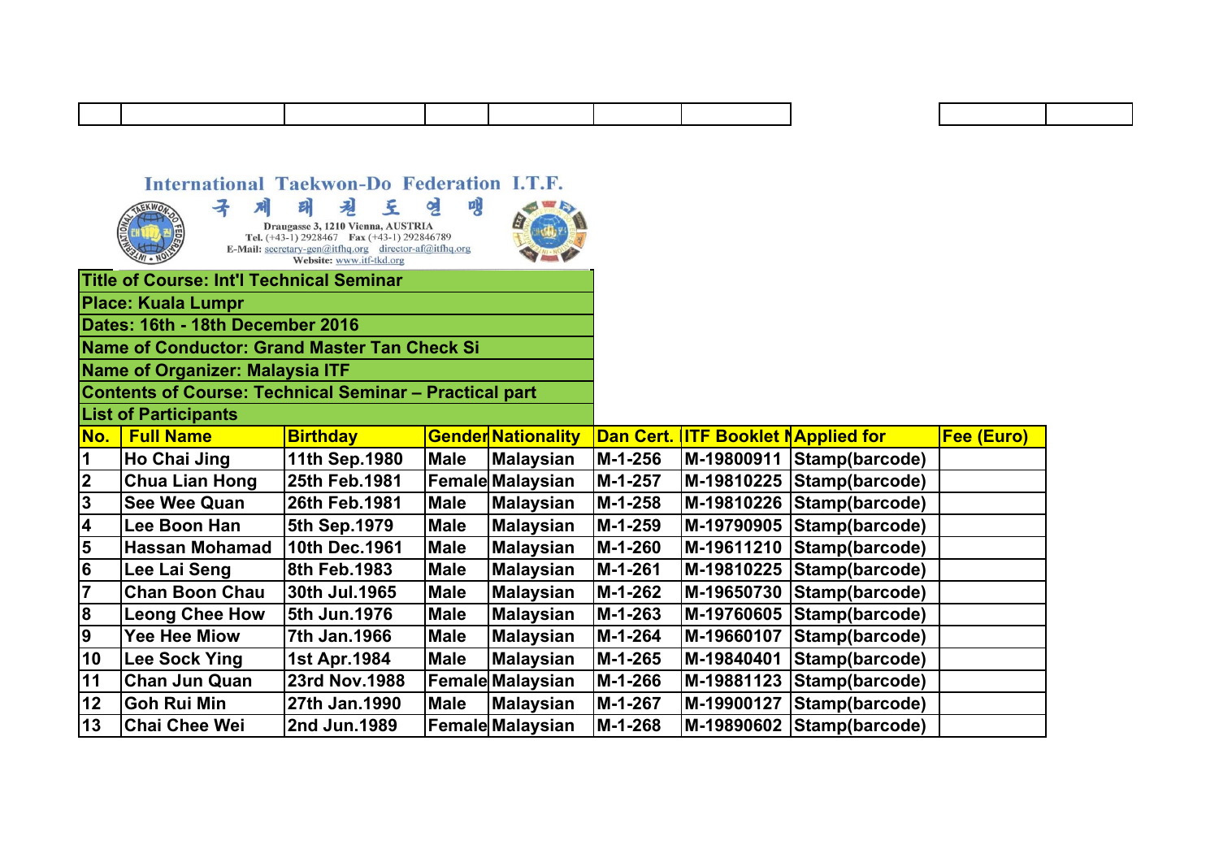# International Taekwon-Do Federation I.T.F.

국 제 태 권 도 연 맹

Draugasse 3, 1210 Vienna, AUSTRIA
Tel. (+43-1) 2928467 Fax (+43-1) 292846789
E-Mail: secretary-gen@itfhq.org director-af@itfhq.org
Website: www.itf-tkd.org

**Title of Course: Int'l Technical Seminar**

**Place: Kuala Lumpr**

**Dates: 16th - 18th December 2016**

**Name of Conductor: Grand Master Tan Check Si**

**Name of Organizer: Malaysia ITF**

**Contents of Course: Technical Seminar – Practical part**

**List of Participants**

| No. | Full Name | Birthday | Gender | Nationality | Dan Cert. | ITF Booklet N | Applied for | Fee (Euro) |
|---|---|---|---|---|---|---|---|---|
| 1 | Ho Chai Jing | 11th Sep.1980 | Male | Malaysian | M-1-256 | M-19800911 | Stamp(barcode) | |
| 2 | Chua Lian Hong | 25th Feb.1981 | Female | Malaysian | M-1-257 | M-19810225 | Stamp(barcode) | |
| 3 | See Wee Quan | 26th Feb.1981 | Male | Malaysian | M-1-258 | M-19810226 | Stamp(barcode) | |
| 4 | Lee Boon Han | 5th Sep.1979 | Male | Malaysian | M-1-259 | M-19790905 | Stamp(barcode) | |
| 5 | Hassan Mohamad | 10th Dec.1961 | Male | Malaysian | M-1-260 | M-19611210 | Stamp(barcode) | |
| 6 | Lee Lai Seng | 8th Feb.1983 | Male | Malaysian | M-1-261 | M-19810225 | Stamp(barcode) | |
| 7 | Chan Boon Chau | 30th Jul.1965 | Male | Malaysian | M-1-262 | M-19650730 | Stamp(barcode) | |
| 8 | Leong Chee How | 5th Jun.1976 | Male | Malaysian | M-1-263 | M-19760605 | Stamp(barcode) | |
| 9 | Yee Hee Miow | 7th Jan.1966 | Male | Malaysian | M-1-264 | M-19660107 | Stamp(barcode) | |
| 10 | Lee Sock Ying | 1st Apr.1984 | Male | Malaysian | M-1-265 | M-19840401 | Stamp(barcode) | |
| 11 | Chan Jun Quan | 23rd Nov.1988 | Female | Malaysian | M-1-266 | M-19881123 | Stamp(barcode) | |
| 12 | Goh Rui Min | 27th Jan.1990 | Male | Malaysian | M-1-267 | M-19900127 | Stamp(barcode) | |
| 13 | Chai Chee Wei | 2nd Jun.1989 | Female | Malaysian | M-1-268 | M-19890602 | Stamp(barcode) | |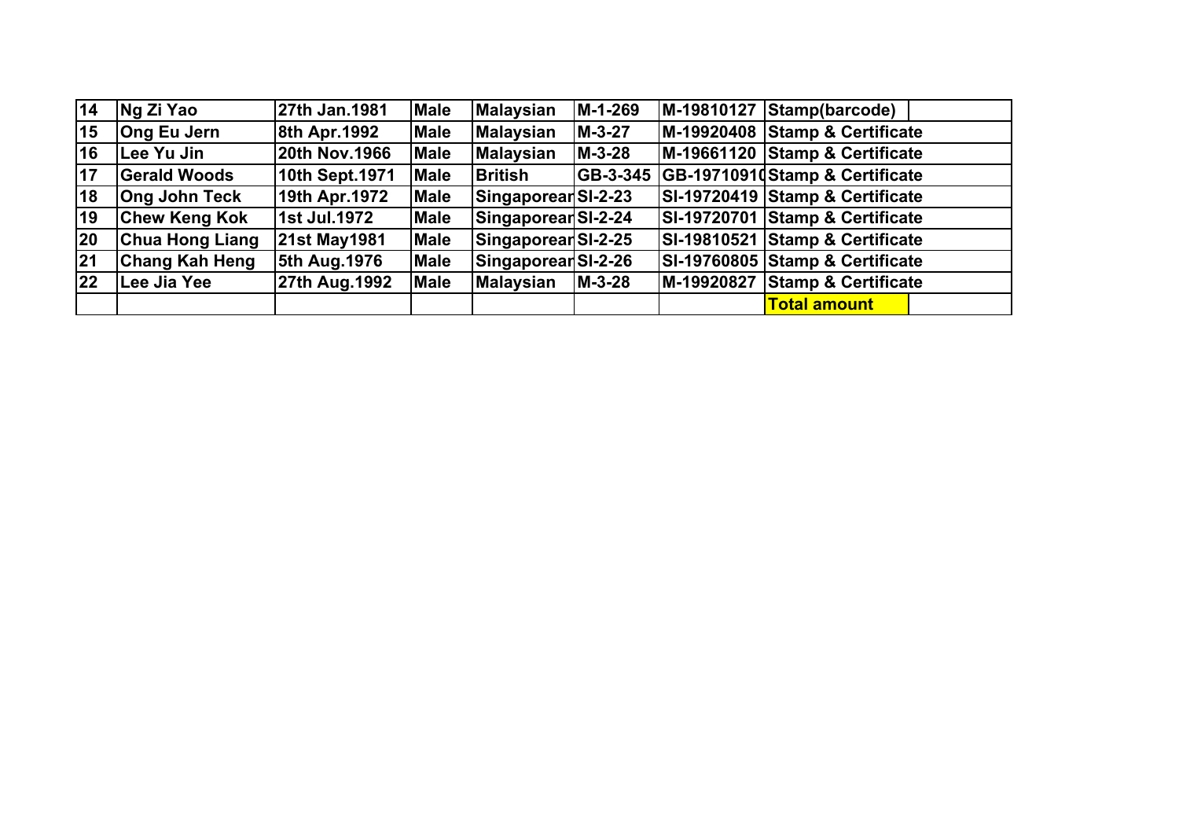| 14 | Ng Zi Yao | 27th Jan.1981 | Male | Malaysian | M-1-269 | M-19810127 | Stamp(barcode) | |
|---|---|---|---|---|---|---|---|---|
| 15 | Ong Eu Jern | 8th Apr.1992 | Male | Malaysian | M-3-27 | M-19920408 | Stamp & Certificate | |
| 16 | Lee Yu Jin | 20th Nov.1966 | Male | Malaysian | M-3-28 | M-19661120 | Stamp & Certificate | |
| 17 | Gerald Woods | 10th Sept.1971 | Male | British | GB-3-345 | GB-19710910 | Stamp & Certificate | |
| 18 | Ong John Teck | 19th Apr.1972 | Male | Singaporean | SI-2-23 | SI-19720419 | Stamp & Certificate | |
| 19 | Chew Keng Kok | 1st Jul.1972 | Male | Singaporean | SI-2-24 | SI-19720701 | Stamp & Certificate | |
| 20 | Chua Hong Liang | 21st May1981 | Male | Singaporean | SI-2-25 | SI-19810521 | Stamp & Certificate | |
| 21 | Chang Kah Heng | 5th Aug.1976 | Male | Singaporean | SI-2-26 | SI-19760805 | Stamp & Certificate | |
| 22 | Lee Jia Yee | 27th Aug.1992 | Male | Malaysian | M-3-28 | M-19920827 | Stamp & Certificate | |
| | | | | | | | Total amount | |